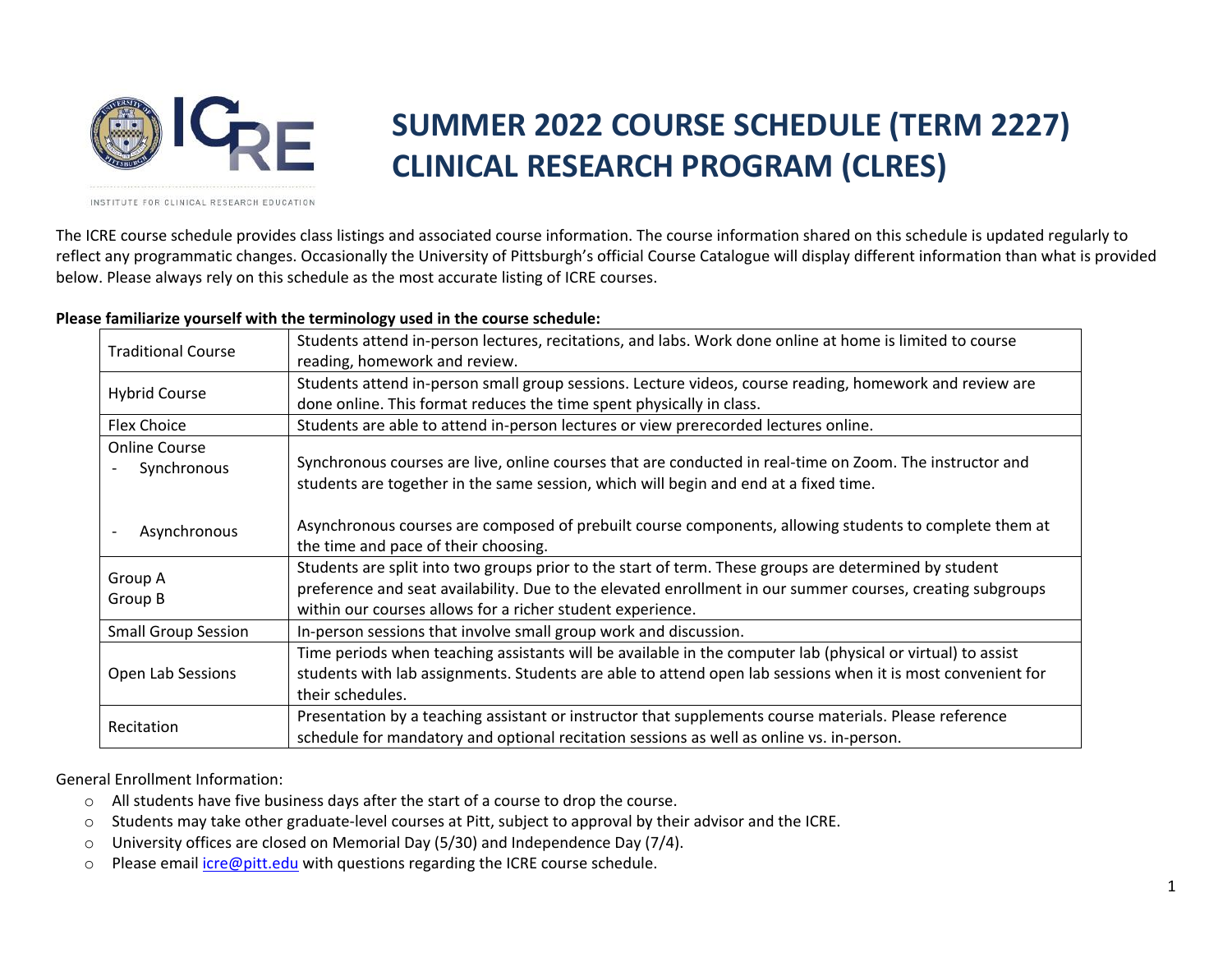# SUMMER 2022 COURSE SCHEDULE (TERM 2227) CLINICAL RESEARCH PROGRAM (CLRES)

INSTITUTE FOR CLINICAL RESEARCH EDUCATION

The ICRE course schedule provides class listings and associated course information. The course information shared on this schedule is updated regularly to reflect any programmatic changes. Occasionally the University of Pittsburgh's official Course Catalogue will display different information than what is provided below. Please always rely on this schedule as the most accurate listing of ICRE courses.

**Please familiarize yourself with the terminology used in the course schedule:**

| | |
|---|---|
| Traditional Course | Students attend in-person lectures, recitations, and labs. Work done online at home is limited to course reading, homework and review. |
| Hybrid Course | Students attend in-person small group sessions. Lecture videos, course reading, homework and review are done online. This format reduces the time spent physically in class. |
| Flex Choice | Students are able to attend in-person lectures or view prerecorded lectures online. |
| Online Course<br>- Synchronous<br><br>- Asynchronous | Synchronous courses are live, online courses that are conducted in real-time on Zoom. The instructor and students are together in the same session, which will begin and end at a fixed time.<br><br>Asynchronous courses are composed of prebuilt course components, allowing students to complete them at the time and pace of their choosing. |
| Group A<br>Group B | Students are split into two groups prior to the start of term. These groups are determined by student preference and seat availability. Due to the elevated enrollment in our summer courses, creating subgroups within our courses allows for a richer student experience. |
| Small Group Session | In-person sessions that involve small group work and discussion. |
| Open Lab Sessions | Time periods when teaching assistants will be available in the computer lab (physical or virtual) to assist students with lab assignments. Students are able to attend open lab sessions when it is most convenient for their schedules. |
| Recitation | Presentation by a teaching assistant or instructor that supplements course materials. Please reference schedule for mandatory and optional recitation sessions as well as online vs. in-person. |

General Enrollment Information:

- All students have five business days after the start of a course to drop the course.
- Students may take other graduate-level courses at Pitt, subject to approval by their advisor and the ICRE.
- University offices are closed on Memorial Day (5/30) and Independence Day (7/4).
- Please email icre@pitt.edu with questions regarding the ICRE course schedule.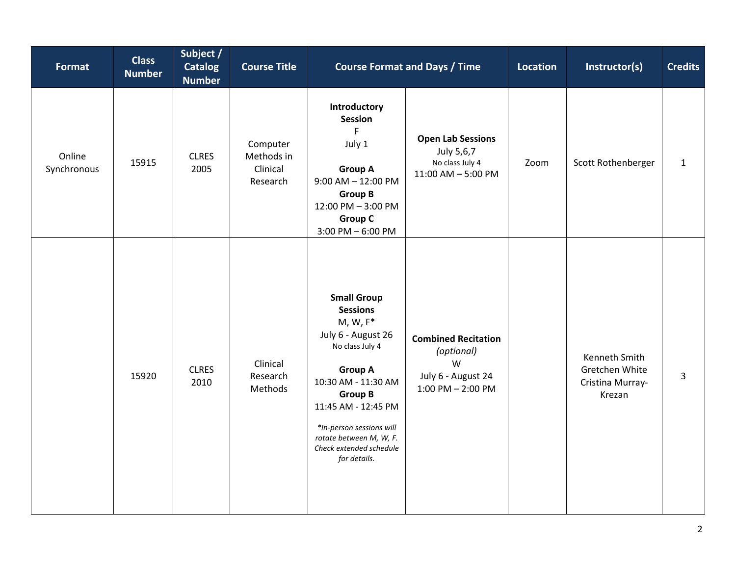| Format | Class Number | Subject / Catalog Number | Course Title | Course Format and Days / Time | | Location | Instructor(s) | Credits |
|---|---|---|---|---|---|---|---|---|
| Online Synchronous | 15915 | CLRES 2005 | Computer Methods in Clinical Research | **Introductory Session** F July 1 **Group A** 9:00 AM – 12:00 PM **Group B** 12:00 PM – 3:00 PM **Group C** 3:00 PM – 6:00 PM | **Open Lab Sessions** July 5,6,7 No class July 4 11:00 AM – 5:00 PM | Zoom | Scott Rothenberger | 1 |
| | 15920 | CLRES 2010 | Clinical Research Methods | **Small Group Sessions** M, W, F* July 6 - August 26 No class July 4 **Group A** 10:30 AM - 11:30 AM **Group B** 11:45 AM - 12:45 PM *\*In-person sessions will rotate between M, W, F. Check extended schedule for details.* | **Combined Recitation** *(optional)* W July 6 - August 24 1:00 PM – 2:00 PM | | Kenneth Smith Gretchen White Cristina Murray-Krezan | 3 |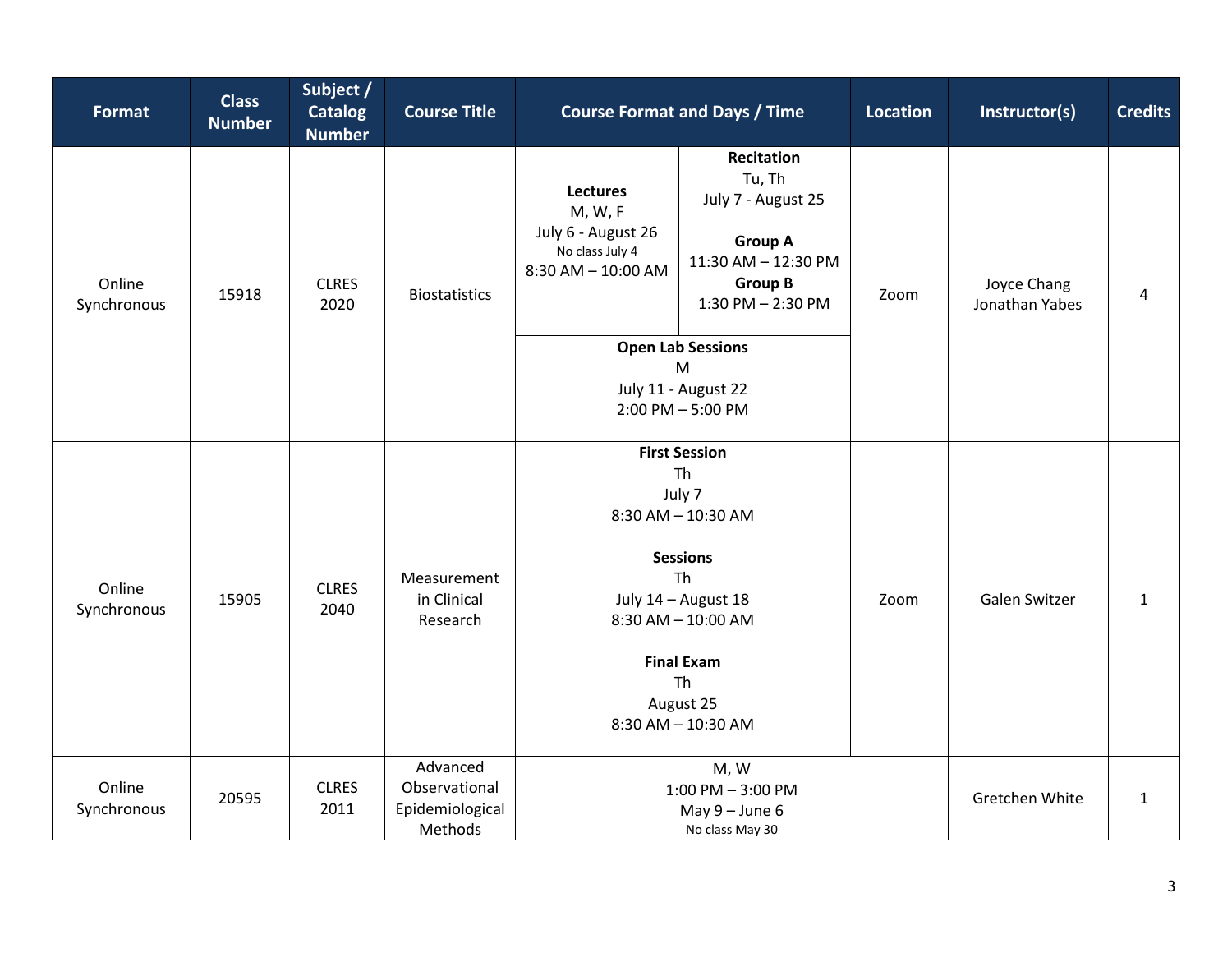| Format | Class Number | Subject / Catalog Number | Course Title | Course Format and Days / Time | Location | Instructor(s) | Credits |
|---|---|---|---|---|---|---|---|
| Online Synchronous | 15918 | CLRES 2020 | Biostatistics | **Lectures** M, W, F July 6 - August 26 No class July 4 8:30 AM – 10:00 AM; **Recitation** Tu, Th July 7 - August 25 **Group A** 11:30 AM – 12:30 PM **Group B** 1:30 PM – 2:30 PM; **Open Lab Sessions** M July 11 - August 22 2:00 PM – 5:00 PM | Zoom | Joyce Chang Jonathan Yabes | 4 |
| Online Synchronous | 15905 | CLRES 2040 | Measurement in Clinical Research | **First Session** Th July 7 8:30 AM – 10:30 AM; **Sessions** Th July 14 – August 18 8:30 AM – 10:00 AM; **Final Exam** Th August 25 8:30 AM – 10:30 AM | Zoom | Galen Switzer | 1 |
| Online Synchronous | 20595 | CLRES 2011 | Advanced Observational Epidemiological Methods | M, W 1:00 PM – 3:00 PM May 9 – June 6 No class May 30 | | Gretchen White | 1 |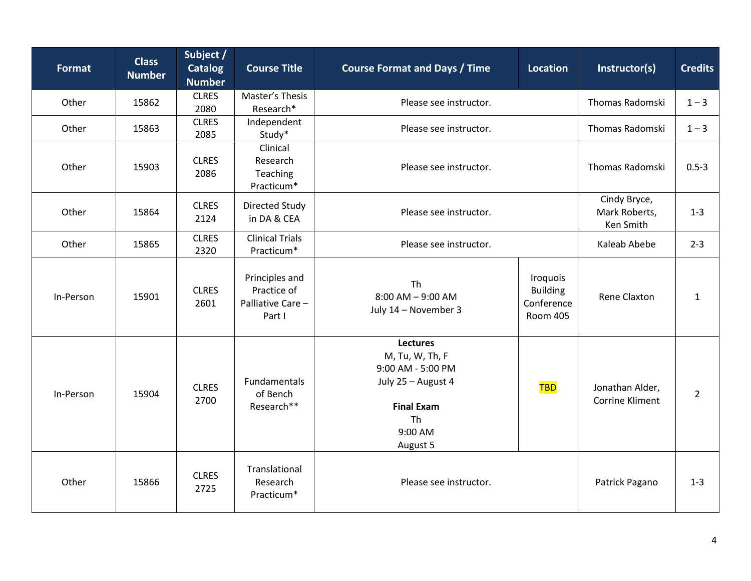| Format | Class Number | Subject / Catalog Number | Course Title | Course Format and Days / Time | Location | Instructor(s) | Credits |
|---|---|---|---|---|---|---|---|
| Other | 15862 | CLRES 2080 | Master's Thesis Research* | Please see instructor. | | Thomas Radomski | 1 – 3 |
| Other | 15863 | CLRES 2085 | Independent Study* | Please see instructor. | | Thomas Radomski | 1 – 3 |
| Other | 15903 | CLRES 2086 | Clinical Research Teaching Practicum* | Please see instructor. | | Thomas Radomski | 0.5-3 |
| Other | 15864 | CLRES 2124 | Directed Study in DA & CEA | Please see instructor. | | Cindy Bryce, Mark Roberts, Ken Smith | 1-3 |
| Other | 15865 | CLRES 2320 | Clinical Trials Practicum* | Please see instructor. | | Kaleab Abebe | 2-3 |
| In-Person | 15901 | CLRES 2601 | Principles and Practice of Palliative Care – Part I | Th 8:00 AM – 9:00 AM July 14 – November 3 | Iroquois Building Conference Room 405 | Rene Claxton | 1 |
| In-Person | 15904 | CLRES 2700 | Fundamentals of Bench Research** | **Lectures** M, Tu, W, Th, F 9:00 AM - 5:00 PM July 25 – August 4 **Final Exam** Th 9:00 AM August 5 | TBD | Jonathan Alder, Corrine Kliment | 2 |
| Other | 15866 | CLRES 2725 | Translational Research Practicum* | Please see instructor. | | Patrick Pagano | 1-3 |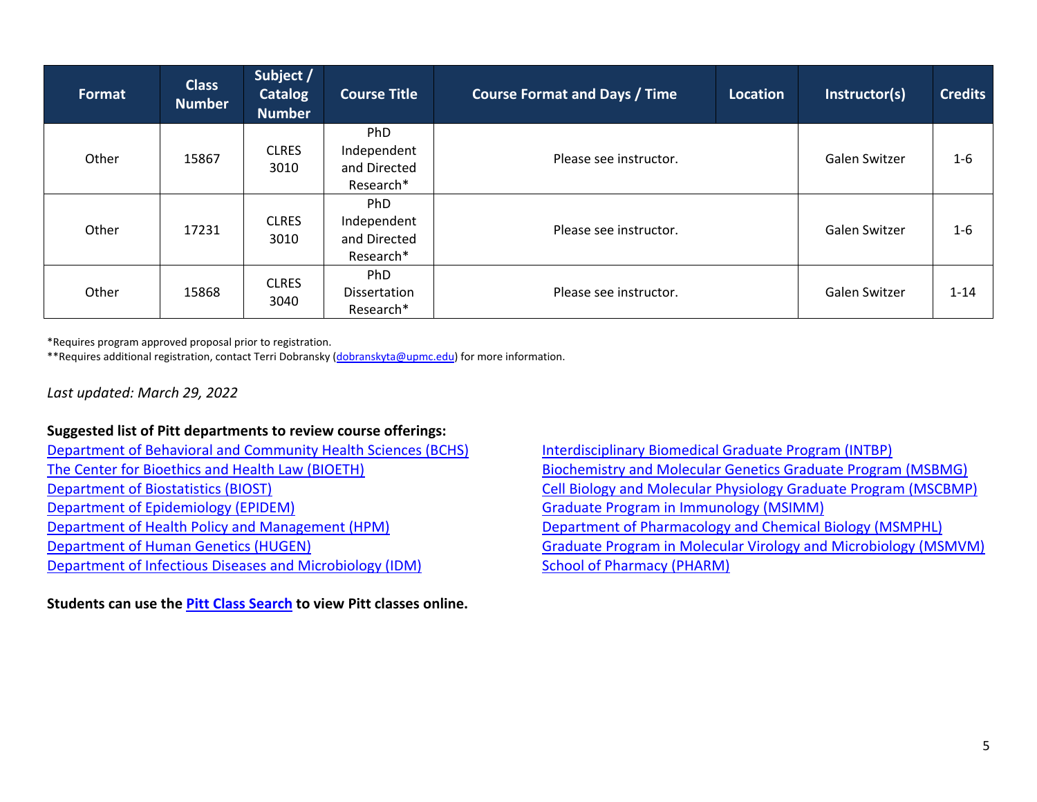| Format | Class Number | Subject / Catalog Number | Course Title | Course Format and Days / Time | Location | Instructor(s) | Credits |
|---|---|---|---|---|---|---|---|
| Other | 15867 | CLRES 3010 | PhD Independent and Directed Research* | Please see instructor. | | Galen Switzer | 1-6 |
| Other | 17231 | CLRES 3010 | PhD Independent and Directed Research* | Please see instructor. | | Galen Switzer | 1-6 |
| Other | 15868 | CLRES 3040 | PhD Dissertation Research* | Please see instructor. | | Galen Switzer | 1-14 |

*Requires program approved proposal prior to registration.
**Requires additional registration, contact Terri Dobransky (dobranskyta@upmc.edu) for more information.

*Last updated: March 29, 2022*

**Suggested list of Pitt departments to review course offerings:**

Department of Behavioral and Community Health Sciences (BCHS)
The Center for Bioethics and Health Law (BIOETH)
Department of Biostatistics (BIOST)
Department of Epidemiology (EPIDEM)
Department of Health Policy and Management (HPM)
Department of Human Genetics (HUGEN)
Department of Infectious Diseases and Microbiology (IDM)
Interdisciplinary Biomedical Graduate Program (INTBP)
Biochemistry and Molecular Genetics Graduate Program (MSBMG)
Cell Biology and Molecular Physiology Graduate Program (MSCBMP)
Graduate Program in Immunology (MSIMM)
Department of Pharmacology and Chemical Biology (MSMPHL)
Graduate Program in Molecular Virology and Microbiology (MSMVM)
School of Pharmacy (PHARM)

**Students can use the Pitt Class Search to view Pitt classes online.**